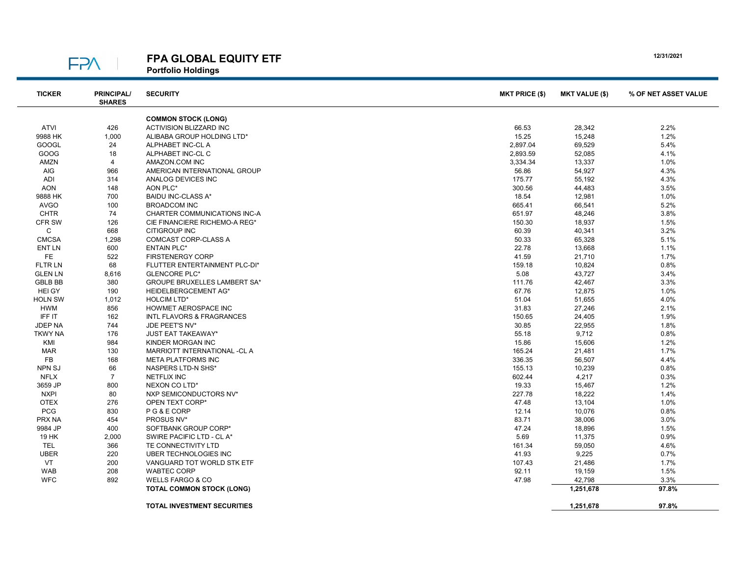# FPA GLOBAL EQUITY ETF

**Portfolio Holdings**

12/31/2021

| TICKER | PRINCIPAL/ SHARES | SECURITY | MKT PRICE ($) | MKT VALUE ($) | % OF NET ASSET VALUE |
|---|---|---|---|---|---|
| | | **COMMON STOCK (LONG)** | | | |
| ATVI | 426 | ACTIVISION BLIZZARD INC | 66.53 | 28,342 | 2.2% |
| 9988 HK | 1,000 | ALIBABA GROUP HOLDING LTD* | 15.25 | 15,248 | 1.2% |
| GOOGL | 24 | ALPHABET INC-CL A | 2,897.04 | 69,529 | 5.4% |
| GOOG | 18 | ALPHABET INC-CL C | 2,893.59 | 52,085 | 4.1% |
| AMZN | 4 | AMAZON.COM INC | 3,334.34 | 13,337 | 1.0% |
| AIG | 966 | AMERICAN INTERNATIONAL GROUP | 56.86 | 54,927 | 4.3% |
| ADI | 314 | ANALOG DEVICES INC | 175.77 | 55,192 | 4.3% |
| AON | 148 | AON PLC* | 300.56 | 44,483 | 3.5% |
| 9888 HK | 700 | BAIDU INC-CLASS A* | 18.54 | 12,981 | 1.0% |
| AVGO | 100 | BROADCOM INC | 665.41 | 66,541 | 5.2% |
| CHTR | 74 | CHARTER COMMUNICATIONS INC-A | 651.97 | 48,246 | 3.8% |
| CFR SW | 126 | CIE FINANCIERE RICHEMO-A REG* | 150.30 | 18,937 | 1.5% |
| C | 668 | CITIGROUP INC | 60.39 | 40,341 | 3.2% |
| CMCSA | 1,298 | COMCAST CORP-CLASS A | 50.33 | 65,328 | 5.1% |
| ENT LN | 600 | ENTAIN PLC* | 22.78 | 13,668 | 1.1% |
| FE | 522 | FIRSTENERGY CORP | 41.59 | 21,710 | 1.7% |
| FLTR LN | 68 | FLUTTER ENTERTAINMENT PLC-DI* | 159.18 | 10,824 | 0.8% |
| GLEN LN | 8,616 | GLENCORE PLC* | 5.08 | 43,727 | 3.4% |
| GBLB BB | 380 | GROUPE BRUXELLES LAMBERT SA* | 111.76 | 42,467 | 3.3% |
| HEI GY | 190 | HEIDELBERGCEMENT AG* | 67.76 | 12,875 | 1.0% |
| HOLN SW | 1,012 | HOLCIM LTD* | 51.04 | 51,655 | 4.0% |
| HWM | 856 | HOWMET AEROSPACE INC | 31.83 | 27,246 | 2.1% |
| IFF IT | 162 | INTL FLAVORS & FRAGRANCES | 150.65 | 24,405 | 1.9% |
| JDEP NA | 744 | JDE PEET'S NV* | 30.85 | 22,955 | 1.8% |
| TKWY NA | 176 | JUST EAT TAKEAWAY* | 55.18 | 9,712 | 0.8% |
| KMI | 984 | KINDER MORGAN INC | 15.86 | 15,606 | 1.2% |
| MAR | 130 | MARRIOTT INTERNATIONAL -CL A | 165.24 | 21,481 | 1.7% |
| FB | 168 | META PLATFORMS INC | 336.35 | 56,507 | 4.4% |
| NPN SJ | 66 | NASPERS LTD-N SHS* | 155.13 | 10,239 | 0.8% |
| NFLX | 7 | NETFLIX INC | 602.44 | 4,217 | 0.3% |
| 3659 JP | 800 | NEXON CO LTD* | 19.33 | 15,467 | 1.2% |
| NXPI | 80 | NXP SEMICONDUCTORS NV* | 227.78 | 18,222 | 1.4% |
| OTEX | 276 | OPEN TEXT CORP* | 47.48 | 13,104 | 1.0% |
| PCG | 830 | P G & E CORP | 12.14 | 10,076 | 0.8% |
| PRX NA | 454 | PROSUS NV* | 83.71 | 38,006 | 3.0% |
| 9984 JP | 400 | SOFTBANK GROUP CORP* | 47.24 | 18,896 | 1.5% |
| 19 HK | 2,000 | SWIRE PACIFIC LTD - CL A* | 5.69 | 11,375 | 0.9% |
| TEL | 366 | TE CONNECTIVITY LTD | 161.34 | 59,050 | 4.6% |
| UBER | 220 | UBER TECHNOLOGIES INC | 41.93 | 9,225 | 0.7% |
| VT | 200 | VANGUARD TOT WORLD STK ETF | 107.43 | 21,486 | 1.7% |
| WAB | 208 | WABTEC CORP | 92.11 | 19,159 | 1.5% |
| WFC | 892 | WELLS FARGO & CO | 47.98 | 42,798 | 3.3% |
| | | **TOTAL COMMON STOCK (LONG)** | | **1,251,678** | **97.8%** |
| | | **TOTAL INVESTMENT SECURITIES** | | **1,251,678** | **97.8%** |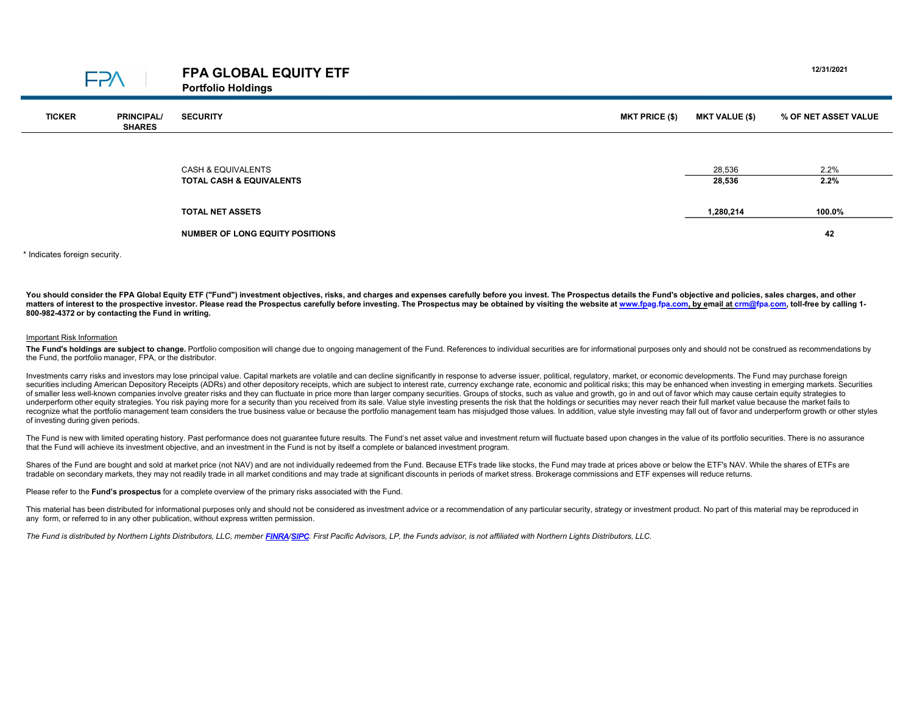# FPA GLOBAL EQUITY ETF

**Portfolio Holdings**

12/31/2021

| TICKER | PRINCIPAL/ SHARES | SECURITY | MKT PRICE ($) | MKT VALUE ($) | % OF NET ASSET VALUE |
|---|---|---|---|---|---|
| | | CASH & EQUIVALENTS | | 28,536 | 2.2% |
| | | **TOTAL CASH & EQUIVALENTS** | | **28,536** | **2.2%** |
| | | **TOTAL NET ASSETS** | | **1,280,214** | **100.0%** |
| | | **NUMBER OF LONG EQUITY POSITIONS** | | | **42** |

* Indicates foreign security.

**You should consider the FPA Global Equity ETF ("Fund") investment objectives, risks, and charges and expenses carefully before you invest. The Prospectus details the Fund's objective and policies, sales charges, and other matters of interest to the prospective investor. Please read the Prospectus carefully before investing. The Prospectus may be obtained by visiting the website at www.fpag.fpa.com, by email at crm@fpa.com, toll-free by calling 1-800-982-4372 or by contacting the Fund in writing.**

Important Risk Information

**The Fund's holdings are subject to change.** Portfolio composition will change due to ongoing management of the Fund. References to individual securities are for informational purposes only and should not be construed as recommendations by the Fund, the portfolio manager, FPA, or the distributor.

Investments carry risks and investors may lose principal value. Capital markets are volatile and can decline significantly in response to adverse issuer, political, regulatory, market, or economic developments. The Fund may purchase foreign securities including American Depository Receipts (ADRs) and other depository receipts, which are subject to interest rate, currency exchange rate, economic and political risks; this may be enhanced when investing in emerging markets. Securities of smaller less well-known companies involve greater risks and they can fluctuate in price more than larger company securities. Groups of stocks, such as value and growth, go in and out of favor which may cause certain equity strategies to underperform other equity strategies. You risk paying more for a security than you received from its sale. Value style investing presents the risk that the holdings or securities may never reach their full market value because the market fails to recognize what the portfolio management team considers the true business value or because the portfolio management team has misjudged those values. In addition, value style investing may fall out of favor and underperform growth or other styles of investing during given periods.

The Fund is new with limited operating history. Past performance does not guarantee future results. The Fund's net asset value and investment return will fluctuate based upon changes in the value of its portfolio securities. There is no assurance that the Fund will achieve its investment objective, and an investment in the Fund is not by itself a complete or balanced investment program.

Shares of the Fund are bought and sold at market price (not NAV) and are not individually redeemed from the Fund. Because ETFs trade like stocks, the Fund may trade at prices above or below the ETF's NAV. While the shares of ETFs are tradable on secondary markets, they may not readily trade in all market conditions and may trade at significant discounts in periods of market stress. Brokerage commissions and ETF expenses will reduce returns.

Please refer to the **Fund's prospectus** for a complete overview of the primary risks associated with the Fund.

This material has been distributed for informational purposes only and should not be considered as investment advice or a recommendation of any particular security, strategy or investment product. No part of this material may be reproduced in any form, or referred to in any other publication, without express written permission.

*The Fund is distributed by Northern Lights Distributors, LLC, member FINRA/SIPC. First Pacific Advisors, LP, the Funds advisor, is not affiliated with Northern Lights Distributors, LLC.*